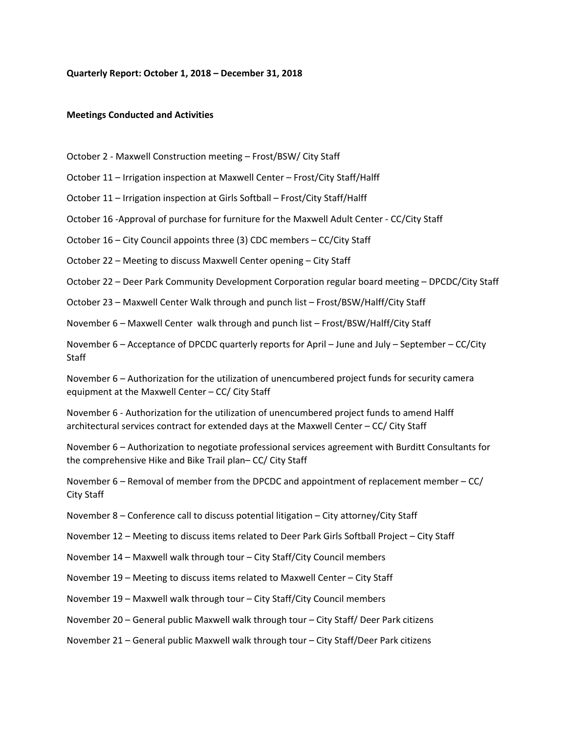**Quarterly Report: October 1, 2018 – December 31, 2018**

**Meetings Conducted and Activities**

October 2 - Maxwell Construction meeting – Frost/BSW/ City Staff

October 11 – Irrigation inspection at Maxwell Center – Frost/City Staff/Halff

October 11 – Irrigation inspection at Girls Softball – Frost/City Staff/Halff

October 16 -Approval of purchase for furniture for the Maxwell Adult Center - CC/City Staff

October 16 – City Council appoints three (3) CDC members – CC/City Staff

October 22 – Meeting to discuss Maxwell Center opening – City Staff

October 22 – Deer Park Community Development Corporation regular board meeting – DPCDC/City Staff

October 23 – Maxwell Center Walk through and punch list – Frost/BSW/Halff/City Staff

November 6 – Maxwell Center walk through and punch list – Frost/BSW/Halff/City Staff

November 6 – Acceptance of DPCDC quarterly reports for April – June and July – September – CC/City Staff

November 6 – Authorization for the utilization of unencumbered project funds for security camera equipment at the Maxwell Center – CC/ City Staff

November 6 - Authorization for the utilization of unencumbered project funds to amend Halff architectural services contract for extended days at the Maxwell Center – CC/ City Staff

November 6 – Authorization to negotiate professional services agreement with Burditt Consultants for the comprehensive Hike and Bike Trail plan– CC/ City Staff

November 6 – Removal of member from the DPCDC and appointment of replacement member – CC/ City Staff

November 8 – Conference call to discuss potential litigation – City attorney/City Staff

November 12 – Meeting to discuss items related to Deer Park Girls Softball Project – City Staff

November 14 – Maxwell walk through tour – City Staff/City Council members

November 19 – Meeting to discuss items related to Maxwell Center – City Staff

November 19 – Maxwell walk through tour – City Staff/City Council members

November 20 – General public Maxwell walk through tour – City Staff/ Deer Park citizens

November 21 – General public Maxwell walk through tour – City Staff/Deer Park citizens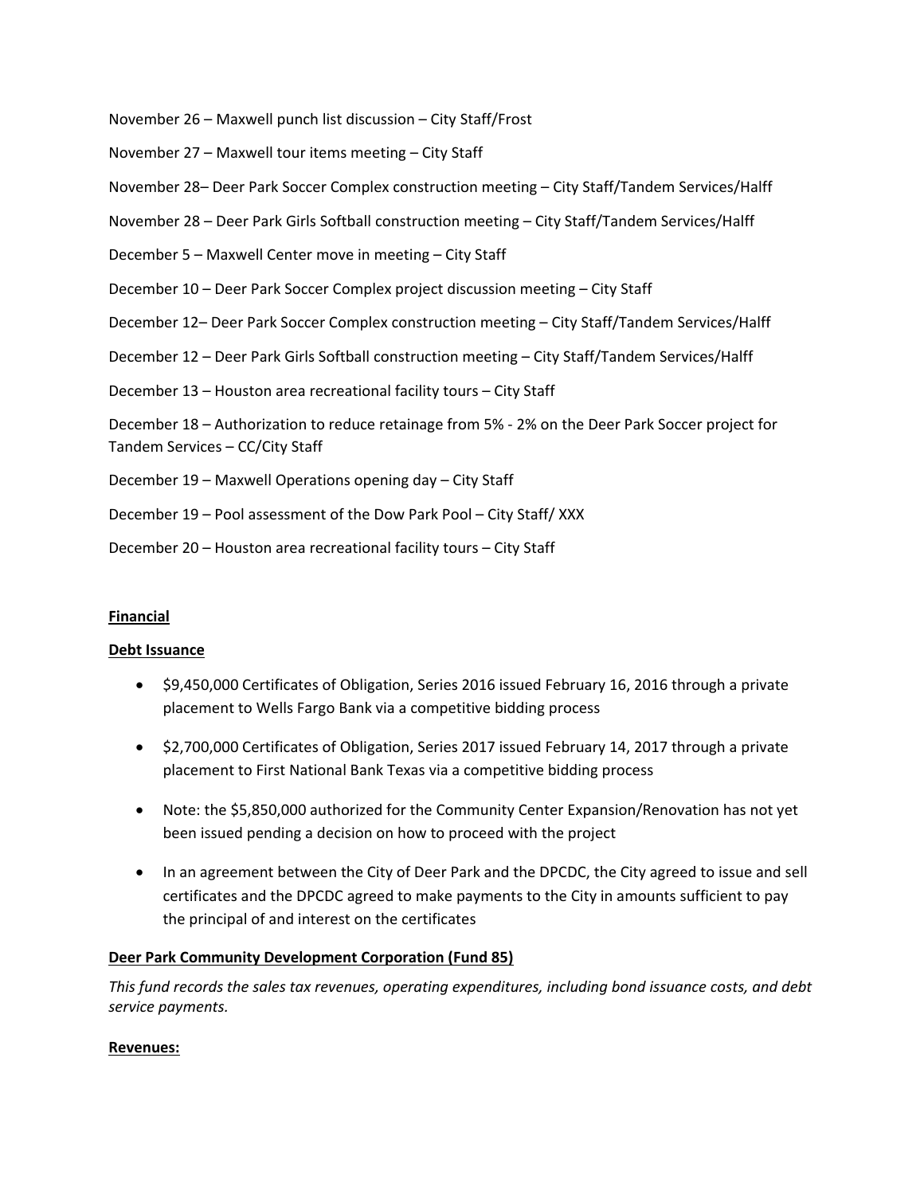November 26 – Maxwell punch list discussion – City Staff/Frost

November 27 – Maxwell tour items meeting – City Staff

November 28– Deer Park Soccer Complex construction meeting – City Staff/Tandem Services/Halff

November 28 – Deer Park Girls Softball construction meeting – City Staff/Tandem Services/Halff

December 5 – Maxwell Center move in meeting – City Staff

December 10 – Deer Park Soccer Complex project discussion meeting – City Staff

December 12– Deer Park Soccer Complex construction meeting – City Staff/Tandem Services/Halff

December 12 – Deer Park Girls Softball construction meeting – City Staff/Tandem Services/Halff

December 13 – Houston area recreational facility tours – City Staff

December 18 – Authorization to reduce retainage from 5% - 2% on the Deer Park Soccer project for Tandem Services – CC/City Staff

December 19 – Maxwell Operations opening day – City Staff

December 19 – Pool assessment of the Dow Park Pool – City Staff/ XXX

December 20 – Houston area recreational facility tours – City Staff

**Financial**

**Debt Issuance**

- $9,450,000 Certificates of Obligation, Series 2016 issued February 16, 2016 through a private placement to Wells Fargo Bank via a competitive bidding process
- $2,700,000 Certificates of Obligation, Series 2017 issued February 14, 2017 through a private placement to First National Bank Texas via a competitive bidding process
- Note: the $5,850,000 authorized for the Community Center Expansion/Renovation has not yet been issued pending a decision on how to proceed with the project
- In an agreement between the City of Deer Park and the DPCDC, the City agreed to issue and sell certificates and the DPCDC agreed to make payments to the City in amounts sufficient to pay the principal of and interest on the certificates

**Deer Park Community Development Corporation (Fund 85)**

*This fund records the sales tax revenues, operating expenditures, including bond issuance costs, and debt service payments.*

**Revenues:**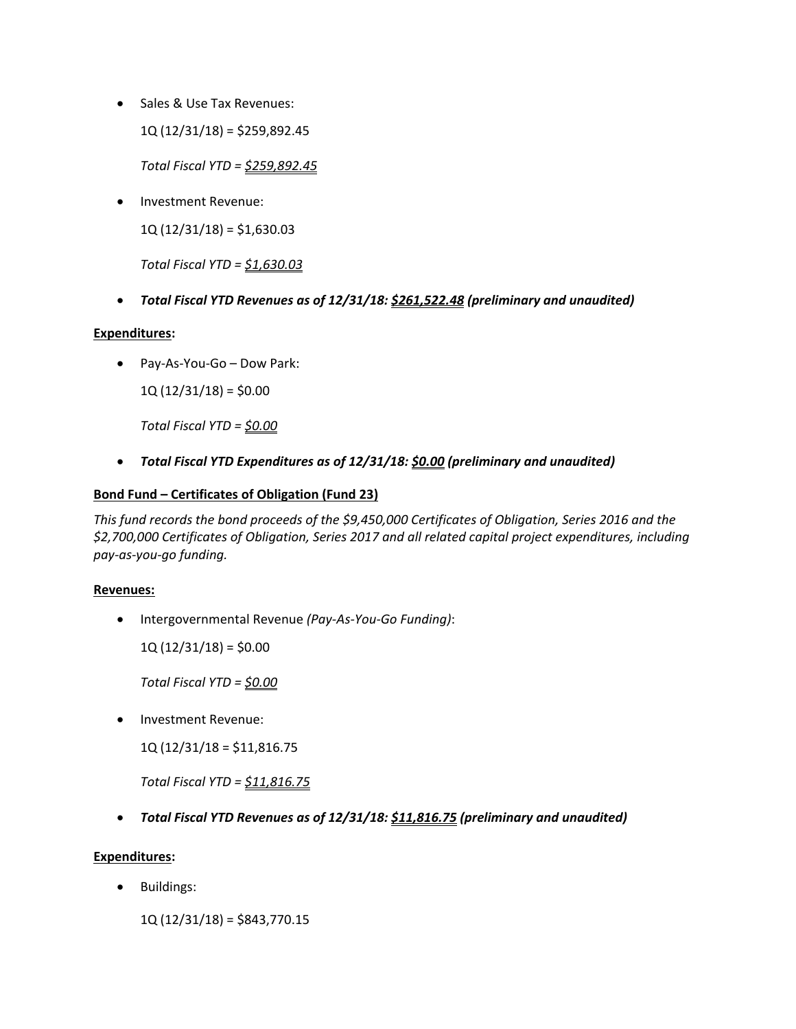- Sales & Use Tax Revenues:

  1Q (12/31/18) = $259,892.45

  *Total Fiscal YTD = <u>$259,892.45</u>*

- Investment Revenue:

  1Q (12/31/18) = $1,630.03

  *Total Fiscal YTD = <u>$1,630.03</u>*

- ***Total Fiscal YTD Revenues as of 12/31/18: <u>$261,522.48</u> (preliminary and unaudited)***

**<u>Expenditures</u>:**

- Pay-As-You-Go – Dow Park:

  1Q (12/31/18) = $0.00

  *Total Fiscal YTD = <u>$0.00</u>*

- ***Total Fiscal YTD Expenditures as of 12/31/18: <u>$0.00</u> (preliminary and unaudited)***

**<u>Bond Fund – Certificates of Obligation (Fund 23)</u>**

*This fund records the bond proceeds of the $9,450,000 Certificates of Obligation, Series 2016 and the $2,700,000 Certificates of Obligation, Series 2017 and all related capital project expenditures, including pay-as-you-go funding.*

**<u>Revenues:</u>**

- Intergovernmental Revenue *(Pay-As-You-Go Funding)*:

  1Q (12/31/18) = $0.00

  *Total Fiscal YTD = <u>$0.00</u>*

- Investment Revenue:

  1Q (12/31/18 = $11,816.75

  *Total Fiscal YTD = <u>$11,816.75</u>*

- ***Total Fiscal YTD Revenues as of 12/31/18: <u>$11,816.75</u> (preliminary and unaudited)***

**<u>Expenditures</u>:**

- Buildings:

  1Q (12/31/18) = $843,770.15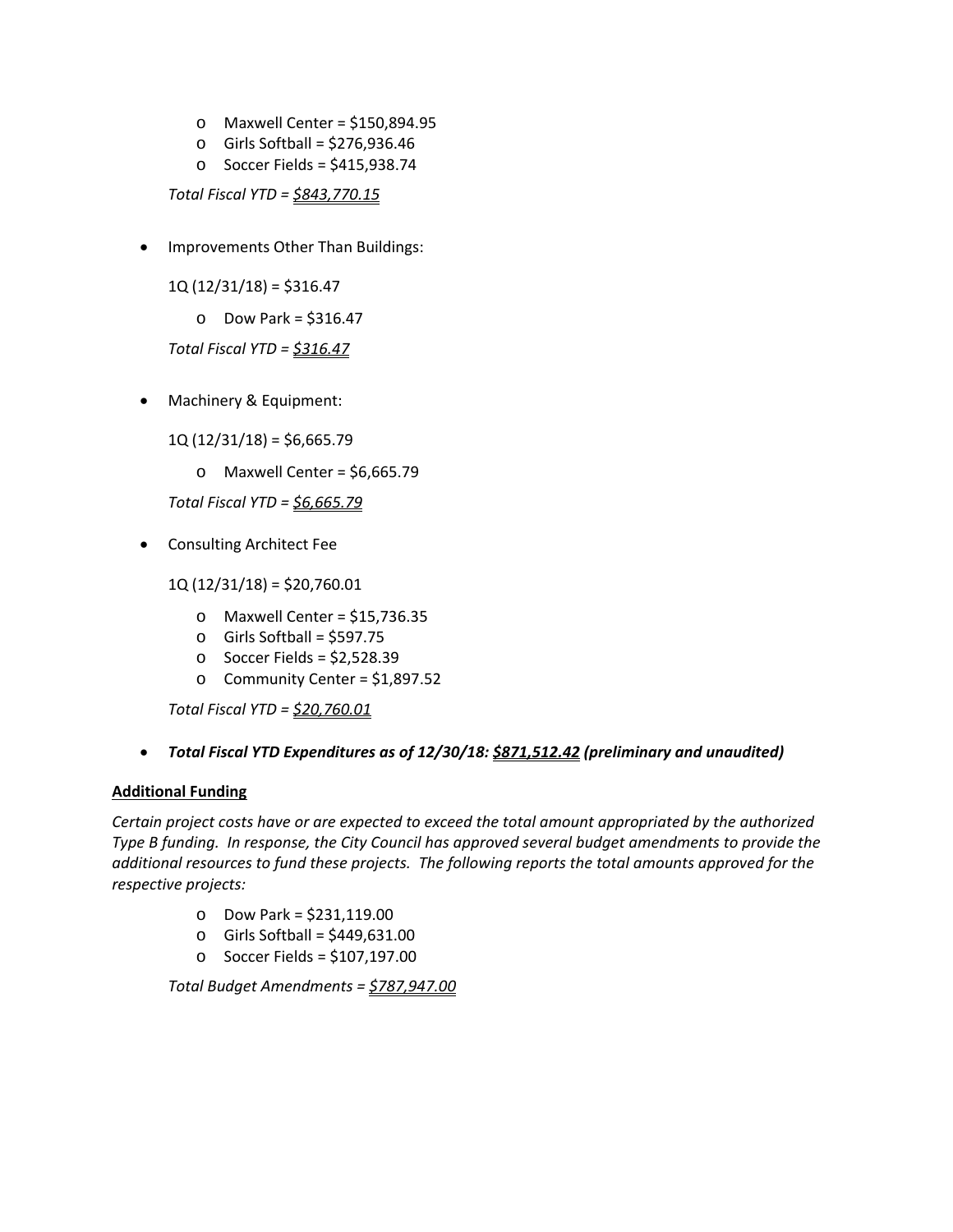- Maxwell Center = $150,894.95
- Girls Softball = $276,936.46
- Soccer Fields = $415,938.74

*Total Fiscal YTD = <u>$843,770.15</u>*

- Improvements Other Than Buildings:

  1Q (12/31/18) = $316.47

  - Dow Park = $316.47

  *Total Fiscal YTD = <u>$316.47</u>*

- Machinery & Equipment:

  1Q (12/31/18) = $6,665.79

  - Maxwell Center = $6,665.79

  *Total Fiscal YTD = <u>$6,665.79</u>*

- Consulting Architect Fee

  1Q (12/31/18) = $20,760.01

  - Maxwell Center = $15,736.35
  - Girls Softball = $597.75
  - Soccer Fields = $2,528.39
  - Community Center = $1,897.52

  *Total Fiscal YTD = <u>$20,760.01</u>*

- ***Total Fiscal YTD Expenditures as of 12/30/18: <u>$871,512.42</u> (preliminary and unaudited)***

**<u>Additional Funding</u>**

*Certain project costs have or are expected to exceed the total amount appropriated by the authorized Type B funding. In response, the City Council has approved several budget amendments to provide the additional resources to fund these projects. The following reports the total amounts approved for the respective projects:*

- Dow Park = $231,119.00
- Girls Softball = $449,631.00
- Soccer Fields = $107,197.00

*Total Budget Amendments = <u>$787,947.00</u>*